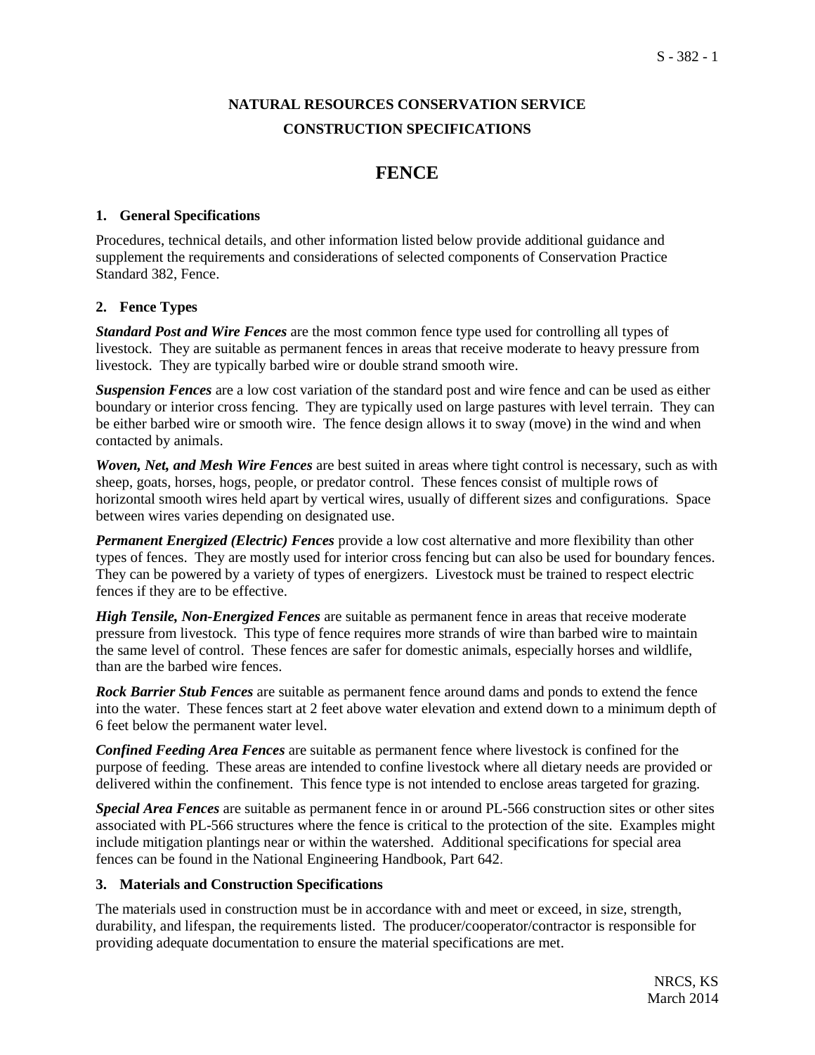# NATURAL RESOURCES CONSERVATION SERVICE
# CONSTRUCTION SPECIFICATIONS

# FENCE

## 1. General Specifications

Procedures, technical details, and other information listed below provide additional guidance and supplement the requirements and considerations of selected components of Conservation Practice Standard 382, Fence.

## 2. Fence Types

***Standard Post and Wire Fences*** are the most common fence type used for controlling all types of livestock. They are suitable as permanent fences in areas that receive moderate to heavy pressure from livestock. They are typically barbed wire or double strand smooth wire.

***Suspension Fences*** are a low cost variation of the standard post and wire fence and can be used as either boundary or interior cross fencing. They are typically used on large pastures with level terrain. They can be either barbed wire or smooth wire. The fence design allows it to sway (move) in the wind and when contacted by animals.

***Woven, Net, and Mesh Wire Fences*** are best suited in areas where tight control is necessary, such as with sheep, goats, horses, hogs, people, or predator control. These fences consist of multiple rows of horizontal smooth wires held apart by vertical wires, usually of different sizes and configurations. Space between wires varies depending on designated use.

***Permanent Energized (Electric) Fences*** provide a low cost alternative and more flexibility than other types of fences. They are mostly used for interior cross fencing but can also be used for boundary fences. They can be powered by a variety of types of energizers. Livestock must be trained to respect electric fences if they are to be effective.

***High Tensile, Non-Energized Fences*** are suitable as permanent fence in areas that receive moderate pressure from livestock. This type of fence requires more strands of wire than barbed wire to maintain the same level of control. These fences are safer for domestic animals, especially horses and wildlife, than are the barbed wire fences.

***Rock Barrier Stub Fences*** are suitable as permanent fence around dams and ponds to extend the fence into the water. These fences start at 2 feet above water elevation and extend down to a minimum depth of 6 feet below the permanent water level.

***Confined Feeding Area Fences*** are suitable as permanent fence where livestock is confined for the purpose of feeding. These areas are intended to confine livestock where all dietary needs are provided or delivered within the confinement. This fence type is not intended to enclose areas targeted for grazing.

***Special Area Fences*** are suitable as permanent fence in or around PL-566 construction sites or other sites associated with PL-566 structures where the fence is critical to the protection of the site. Examples might include mitigation plantings near or within the watershed. Additional specifications for special area fences can be found in the National Engineering Handbook, Part 642.

## 3. Materials and Construction Specifications

The materials used in construction must be in accordance with and meet or exceed, in size, strength, durability, and lifespan, the requirements listed. The producer/cooperator/contractor is responsible for providing adequate documentation to ensure the material specifications are met.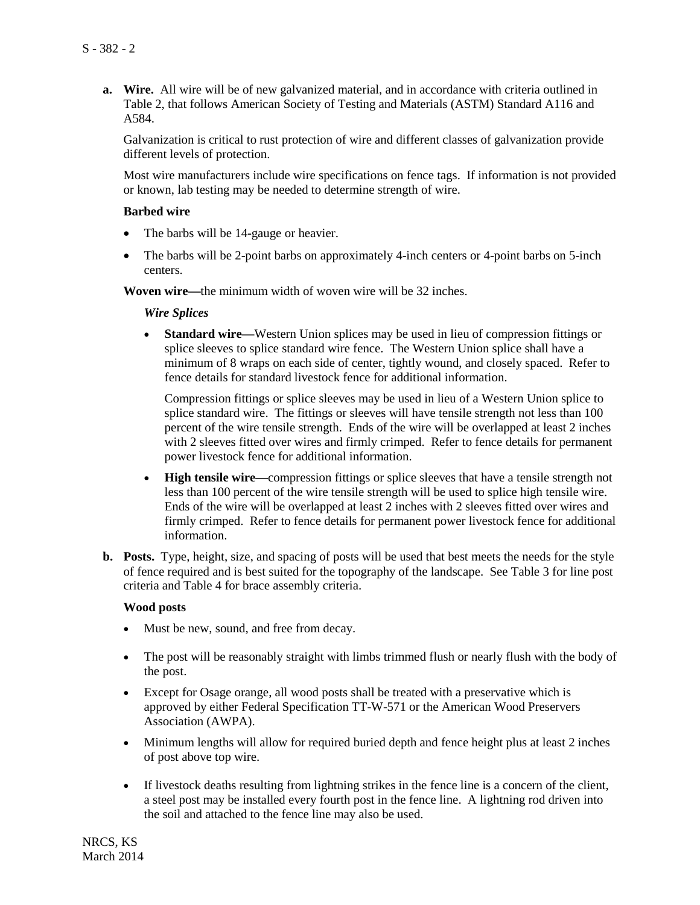**a. Wire.** All wire will be of new galvanized material, and in accordance with criteria outlined in Table 2, that follows American Society of Testing and Materials (ASTM) Standard A116 and A584.

Galvanization is critical to rust protection of wire and different classes of galvanization provide different levels of protection.

Most wire manufacturers include wire specifications on fence tags. If information is not provided or known, lab testing may be needed to determine strength of wire.

**Barbed wire**

- The barbs will be 14-gauge or heavier.
- The barbs will be 2-point barbs on approximately 4-inch centers or 4-point barbs on 5-inch centers.

**Woven wire—**the minimum width of woven wire will be 32 inches.

***Wire Splices***

- **Standard wire—**Western Union splices may be used in lieu of compression fittings or splice sleeves to splice standard wire fence. The Western Union splice shall have a minimum of 8 wraps on each side of center, tightly wound, and closely spaced. Refer to fence details for standard livestock fence for additional information.

  Compression fittings or splice sleeves may be used in lieu of a Western Union splice to splice standard wire. The fittings or sleeves will have tensile strength not less than 100 percent of the wire tensile strength. Ends of the wire will be overlapped at least 2 inches with 2 sleeves fitted over wires and firmly crimped. Refer to fence details for permanent power livestock fence for additional information.

- **High tensile wire—**compression fittings or splice sleeves that have a tensile strength not less than 100 percent of the wire tensile strength will be used to splice high tensile wire. Ends of the wire will be overlapped at least 2 inches with 2 sleeves fitted over wires and firmly crimped. Refer to fence details for permanent power livestock fence for additional information.

**b. Posts.** Type, height, size, and spacing of posts will be used that best meets the needs for the style of fence required and is best suited for the topography of the landscape. See Table 3 for line post criteria and Table 4 for brace assembly criteria.

**Wood posts**

- Must be new, sound, and free from decay.
- The post will be reasonably straight with limbs trimmed flush or nearly flush with the body of the post.
- Except for Osage orange, all wood posts shall be treated with a preservative which is approved by either Federal Specification TT-W-571 or the American Wood Preservers Association (AWPA).
- Minimum lengths will allow for required buried depth and fence height plus at least 2 inches of post above top wire.
- If livestock deaths resulting from lightning strikes in the fence line is a concern of the client, a steel post may be installed every fourth post in the fence line. A lightning rod driven into the soil and attached to the fence line may also be used.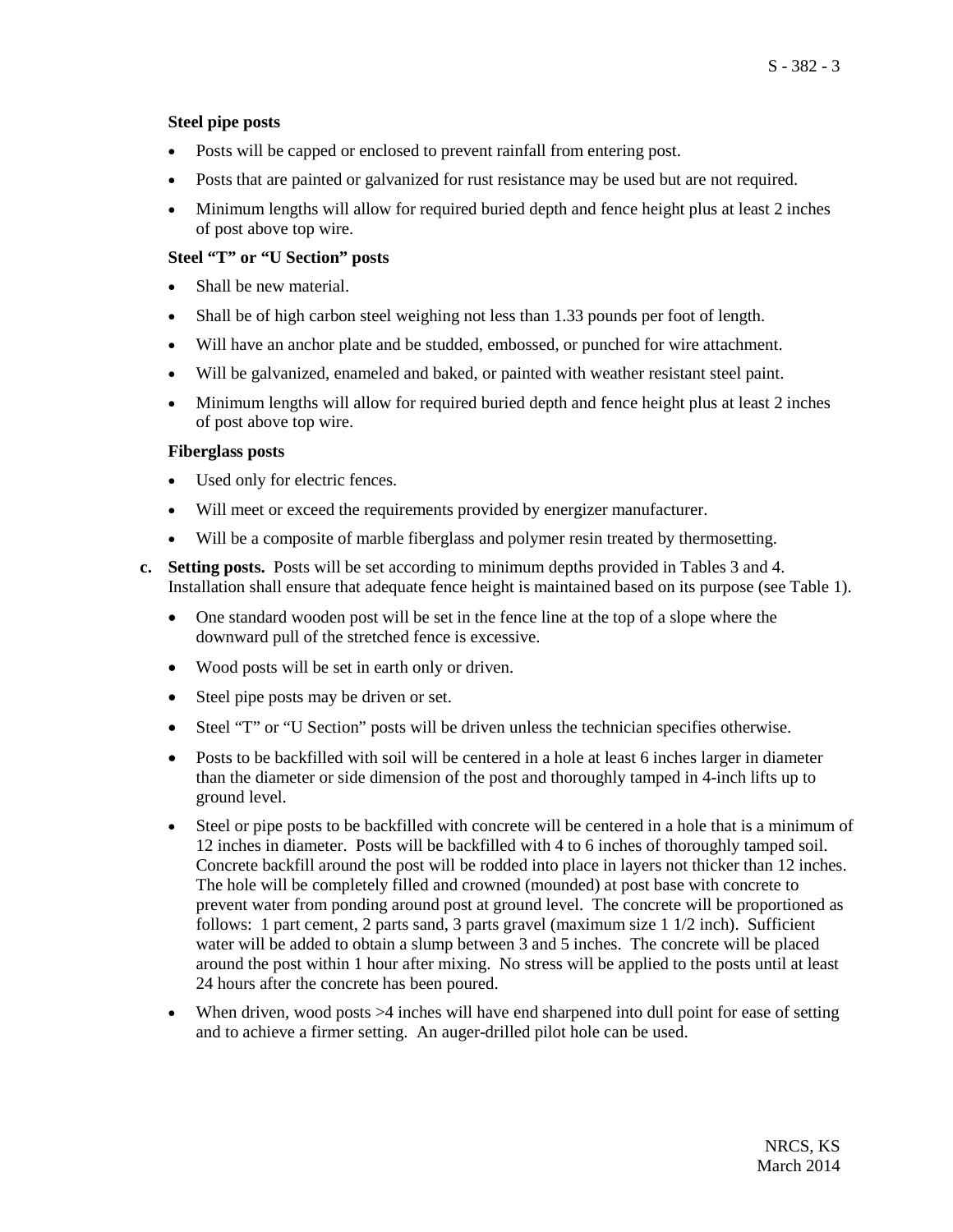**Steel pipe posts**

- Posts will be capped or enclosed to prevent rainfall from entering post.
- Posts that are painted or galvanized for rust resistance may be used but are not required.
- Minimum lengths will allow for required buried depth and fence height plus at least 2 inches of post above top wire.

**Steel "T" or "U Section" posts**

- Shall be new material.
- Shall be of high carbon steel weighing not less than 1.33 pounds per foot of length.
- Will have an anchor plate and be studded, embossed, or punched for wire attachment.
- Will be galvanized, enameled and baked, or painted with weather resistant steel paint.
- Minimum lengths will allow for required buried depth and fence height plus at least 2 inches of post above top wire.

**Fiberglass posts**

- Used only for electric fences.
- Will meet or exceed the requirements provided by energizer manufacturer.
- Will be a composite of marble fiberglass and polymer resin treated by thermosetting.

**c. Setting posts.** Posts will be set according to minimum depths provided in Tables 3 and 4. Installation shall ensure that adequate fence height is maintained based on its purpose (see Table 1).

- One standard wooden post will be set in the fence line at the top of a slope where the downward pull of the stretched fence is excessive.
- Wood posts will be set in earth only or driven.
- Steel pipe posts may be driven or set.
- Steel "T" or "U Section" posts will be driven unless the technician specifies otherwise.
- Posts to be backfilled with soil will be centered in a hole at least 6 inches larger in diameter than the diameter or side dimension of the post and thoroughly tamped in 4-inch lifts up to ground level.
- Steel or pipe posts to be backfilled with concrete will be centered in a hole that is a minimum of 12 inches in diameter. Posts will be backfilled with 4 to 6 inches of thoroughly tamped soil. Concrete backfill around the post will be rodded into place in layers not thicker than 12 inches. The hole will be completely filled and crowned (mounded) at post base with concrete to prevent water from ponding around post at ground level. The concrete will be proportioned as follows: 1 part cement, 2 parts sand, 3 parts gravel (maximum size 1 1/2 inch). Sufficient water will be added to obtain a slump between 3 and 5 inches. The concrete will be placed around the post within 1 hour after mixing. No stress will be applied to the posts until at least 24 hours after the concrete has been poured.
- When driven, wood posts >4 inches will have end sharpened into dull point for ease of setting and to achieve a firmer setting. An auger-drilled pilot hole can be used.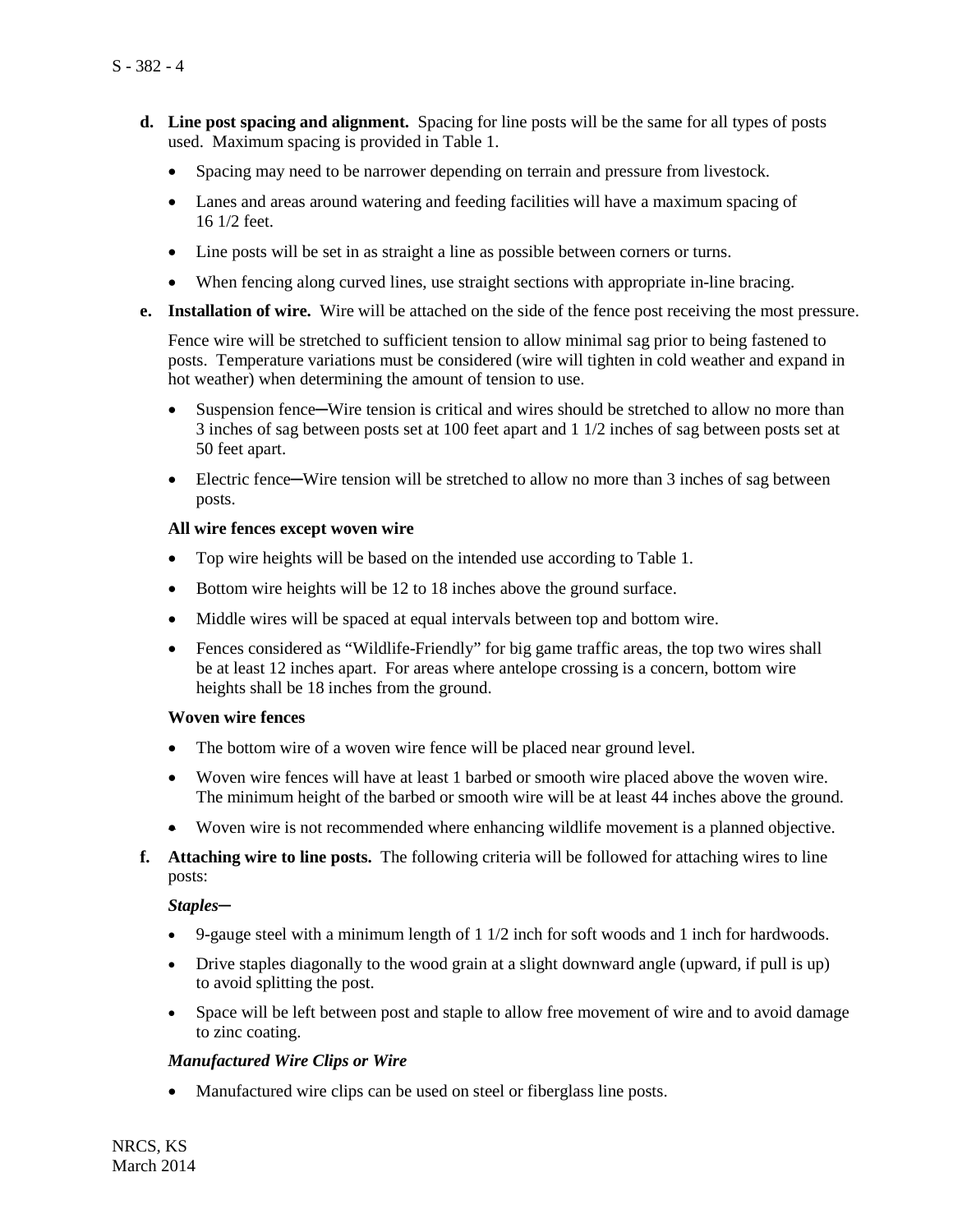**d. Line post spacing and alignment.** Spacing for line posts will be the same for all types of posts used. Maximum spacing is provided in Table 1.

- Spacing may need to be narrower depending on terrain and pressure from livestock.
- Lanes and areas around watering and feeding facilities will have a maximum spacing of 16 1/2 feet.
- Line posts will be set in as straight a line as possible between corners or turns.
- When fencing along curved lines, use straight sections with appropriate in-line bracing.

**e. Installation of wire.** Wire will be attached on the side of the fence post receiving the most pressure.

Fence wire will be stretched to sufficient tension to allow minimal sag prior to being fastened to posts. Temperature variations must be considered (wire will tighten in cold weather and expand in hot weather) when determining the amount of tension to use.

- Suspension fence─Wire tension is critical and wires should be stretched to allow no more than 3 inches of sag between posts set at 100 feet apart and 1 1/2 inches of sag between posts set at 50 feet apart.
- Electric fence─Wire tension will be stretched to allow no more than 3 inches of sag between posts.

**All wire fences except woven wire**

- Top wire heights will be based on the intended use according to Table 1.
- Bottom wire heights will be 12 to 18 inches above the ground surface.
- Middle wires will be spaced at equal intervals between top and bottom wire.
- Fences considered as "Wildlife-Friendly" for big game traffic areas, the top two wires shall be at least 12 inches apart. For areas where antelope crossing is a concern, bottom wire heights shall be 18 inches from the ground.

**Woven wire fences**

- The bottom wire of a woven wire fence will be placed near ground level.
- Woven wire fences will have at least 1 barbed or smooth wire placed above the woven wire. The minimum height of the barbed or smooth wire will be at least 44 inches above the ground.
- Woven wire is not recommended where enhancing wildlife movement is a planned objective.

**f. Attaching wire to line posts.** The following criteria will be followed for attaching wires to line posts:

***Staples*─**

- 9-gauge steel with a minimum length of 1 1/2 inch for soft woods and 1 inch for hardwoods.
- Drive staples diagonally to the wood grain at a slight downward angle (upward, if pull is up) to avoid splitting the post.
- Space will be left between post and staple to allow free movement of wire and to avoid damage to zinc coating.

***Manufactured Wire Clips or Wire***

- Manufactured wire clips can be used on steel or fiberglass line posts.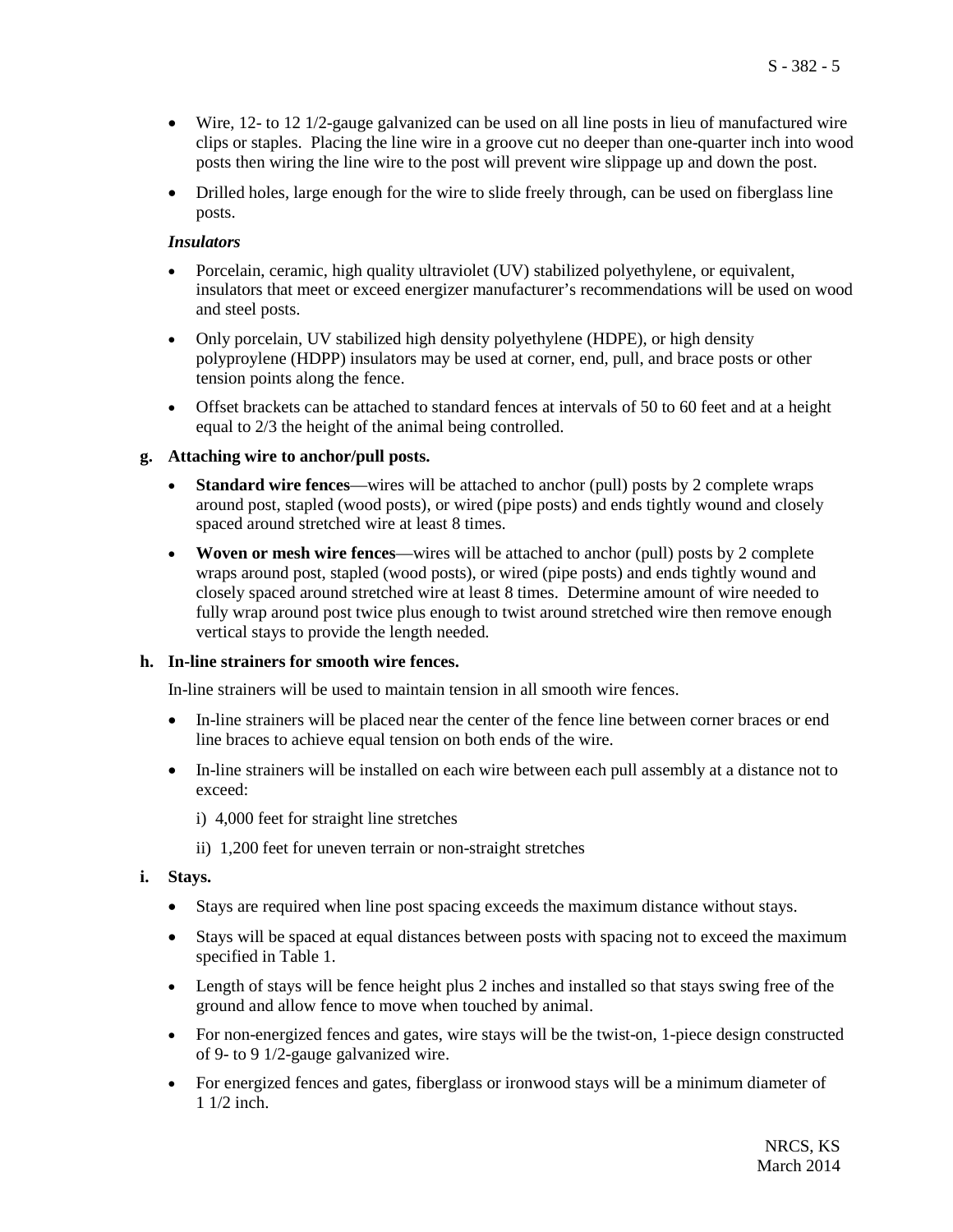- Wire, 12- to 12 1/2-gauge galvanized can be used on all line posts in lieu of manufactured wire clips or staples. Placing the line wire in a groove cut no deeper than one-quarter inch into wood posts then wiring the line wire to the post will prevent wire slippage up and down the post.

- Drilled holes, large enough for the wire to slide freely through, can be used on fiberglass line posts.

*Insulators*

- Porcelain, ceramic, high quality ultraviolet (UV) stabilized polyethylene, or equivalent, insulators that meet or exceed energizer manufacturer's recommendations will be used on wood and steel posts.

- Only porcelain, UV stabilized high density polyethylene (HDPE), or high density polyproylene (HDPP) insulators may be used at corner, end, pull, and brace posts or other tension points along the fence.

- Offset brackets can be attached to standard fences at intervals of 50 to 60 feet and at a height equal to 2/3 the height of the animal being controlled.

**g. Attaching wire to anchor/pull posts.**

- **Standard wire fences**—wires will be attached to anchor (pull) posts by 2 complete wraps around post, stapled (wood posts), or wired (pipe posts) and ends tightly wound and closely spaced around stretched wire at least 8 times.

- **Woven or mesh wire fences**—wires will be attached to anchor (pull) posts by 2 complete wraps around post, stapled (wood posts), or wired (pipe posts) and ends tightly wound and closely spaced around stretched wire at least 8 times. Determine amount of wire needed to fully wrap around post twice plus enough to twist around stretched wire then remove enough vertical stays to provide the length needed.

**h. In-line strainers for smooth wire fences.**

In-line strainers will be used to maintain tension in all smooth wire fences.

- In-line strainers will be placed near the center of the fence line between corner braces or end line braces to achieve equal tension on both ends of the wire.

- In-line strainers will be installed on each wire between each pull assembly at a distance not to exceed:

  i) 4,000 feet for straight line stretches

  ii) 1,200 feet for uneven terrain or non-straight stretches

**i. Stays.**

- Stays are required when line post spacing exceeds the maximum distance without stays.

- Stays will be spaced at equal distances between posts with spacing not to exceed the maximum specified in Table 1.

- Length of stays will be fence height plus 2 inches and installed so that stays swing free of the ground and allow fence to move when touched by animal.

- For non-energized fences and gates, wire stays will be the twist-on, 1-piece design constructed of 9- to 9 1/2-gauge galvanized wire.

- For energized fences and gates, fiberglass or ironwood stays will be a minimum diameter of 1 1/2 inch.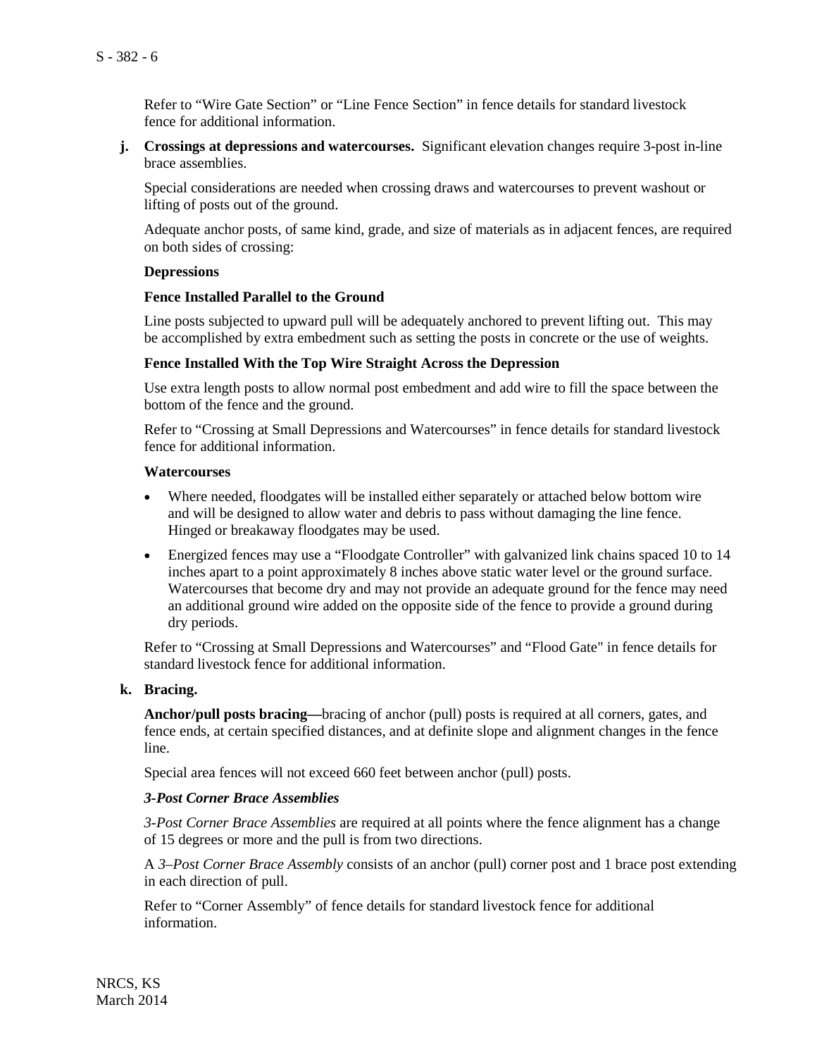Refer to “Wire Gate Section” or “Line Fence Section” in fence details for standard livestock fence for additional information.

**j. Crossings at depressions and watercourses.** Significant elevation changes require 3-post in-line brace assemblies.

Special considerations are needed when crossing draws and watercourses to prevent washout or lifting of posts out of the ground.

Adequate anchor posts, of same kind, grade, and size of materials as in adjacent fences, are required on both sides of crossing:

**Depressions**

**Fence Installed Parallel to the Ground**

Line posts subjected to upward pull will be adequately anchored to prevent lifting out. This may be accomplished by extra embedment such as setting the posts in concrete or the use of weights.

**Fence Installed With the Top Wire Straight Across the Depression**

Use extra length posts to allow normal post embedment and add wire to fill the space between the bottom of the fence and the ground.

Refer to “Crossing at Small Depressions and Watercourses” in fence details for standard livestock fence for additional information.

**Watercourses**

- Where needed, floodgates will be installed either separately or attached below bottom wire and will be designed to allow water and debris to pass without damaging the line fence. Hinged or breakaway floodgates may be used.
- Energized fences may use a “Floodgate Controller” with galvanized link chains spaced 10 to 14 inches apart to a point approximately 8 inches above static water level or the ground surface. Watercourses that become dry and may not provide an adequate ground for the fence may need an additional ground wire added on the opposite side of the fence to provide a ground during dry periods.

Refer to “Crossing at Small Depressions and Watercourses” and “Flood Gate" in fence details for standard livestock fence for additional information.

**k. Bracing.**

**Anchor/pull posts bracing—**bracing of anchor (pull) posts is required at all corners, gates, and fence ends, at certain specified distances, and at definite slope and alignment changes in the fence line.

Special area fences will not exceed 660 feet between anchor (pull) posts.

***3-Post Corner Brace Assemblies***

*3-Post Corner Brace Assemblies* are required at all points where the fence alignment has a change of 15 degrees or more and the pull is from two directions.

A *3–Post Corner Brace Assembly* consists of an anchor (pull) corner post and 1 brace post extending in each direction of pull.

Refer to “Corner Assembly” of fence details for standard livestock fence for additional information.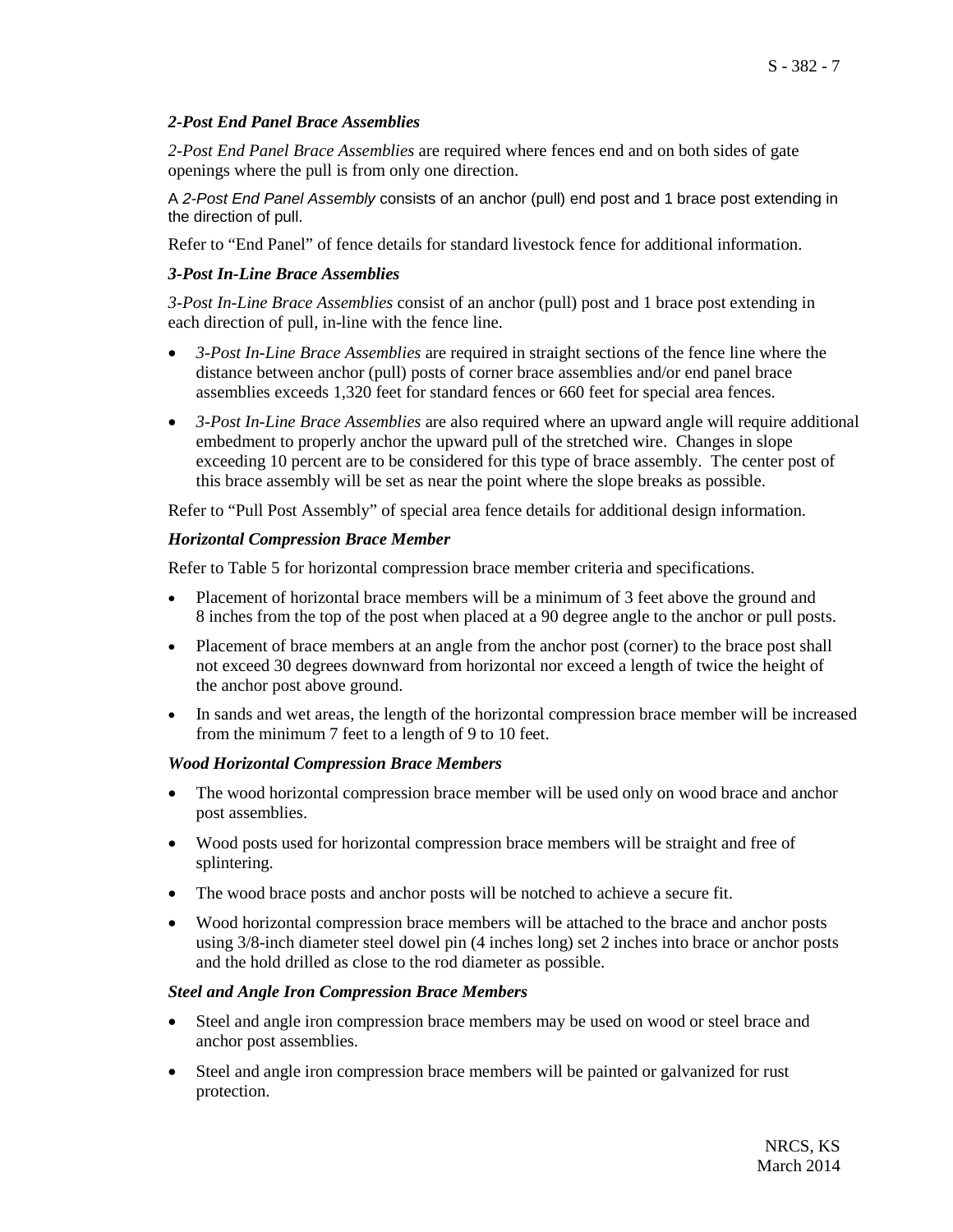### *2-Post End Panel Brace Assemblies*

*2-Post End Panel Brace Assemblies* are required where fences end and on both sides of gate openings where the pull is from only one direction.

A *2-Post End Panel Assembly* consists of an anchor (pull) end post and 1 brace post extending in the direction of pull.

Refer to "End Panel" of fence details for standard livestock fence for additional information.

### *3-Post In-Line Brace Assemblies*

*3-Post In-Line Brace Assemblies* consist of an anchor (pull) post and 1 brace post extending in each direction of pull, in-line with the fence line.

- *3-Post In-Line Brace Assemblies* are required in straight sections of the fence line where the distance between anchor (pull) posts of corner brace assemblies and/or end panel brace assemblies exceeds 1,320 feet for standard fences or 660 feet for special area fences.
- *3-Post In-Line Brace Assemblies* are also required where an upward angle will require additional embedment to properly anchor the upward pull of the stretched wire. Changes in slope exceeding 10 percent are to be considered for this type of brace assembly. The center post of this brace assembly will be set as near the point where the slope breaks as possible.

Refer to "Pull Post Assembly" of special area fence details for additional design information.

### *Horizontal Compression Brace Member*

Refer to Table 5 for horizontal compression brace member criteria and specifications.

- Placement of horizontal brace members will be a minimum of 3 feet above the ground and 8 inches from the top of the post when placed at a 90 degree angle to the anchor or pull posts.
- Placement of brace members at an angle from the anchor post (corner) to the brace post shall not exceed 30 degrees downward from horizontal nor exceed a length of twice the height of the anchor post above ground.
- In sands and wet areas, the length of the horizontal compression brace member will be increased from the minimum 7 feet to a length of 9 to 10 feet.

### *Wood Horizontal Compression Brace Members*

- The wood horizontal compression brace member will be used only on wood brace and anchor post assemblies.
- Wood posts used for horizontal compression brace members will be straight and free of splintering.
- The wood brace posts and anchor posts will be notched to achieve a secure fit.
- Wood horizontal compression brace members will be attached to the brace and anchor posts using 3/8-inch diameter steel dowel pin (4 inches long) set 2 inches into brace or anchor posts and the hold drilled as close to the rod diameter as possible.

### *Steel and Angle Iron Compression Brace Members*

- Steel and angle iron compression brace members may be used on wood or steel brace and anchor post assemblies.
- Steel and angle iron compression brace members will be painted or galvanized for rust protection.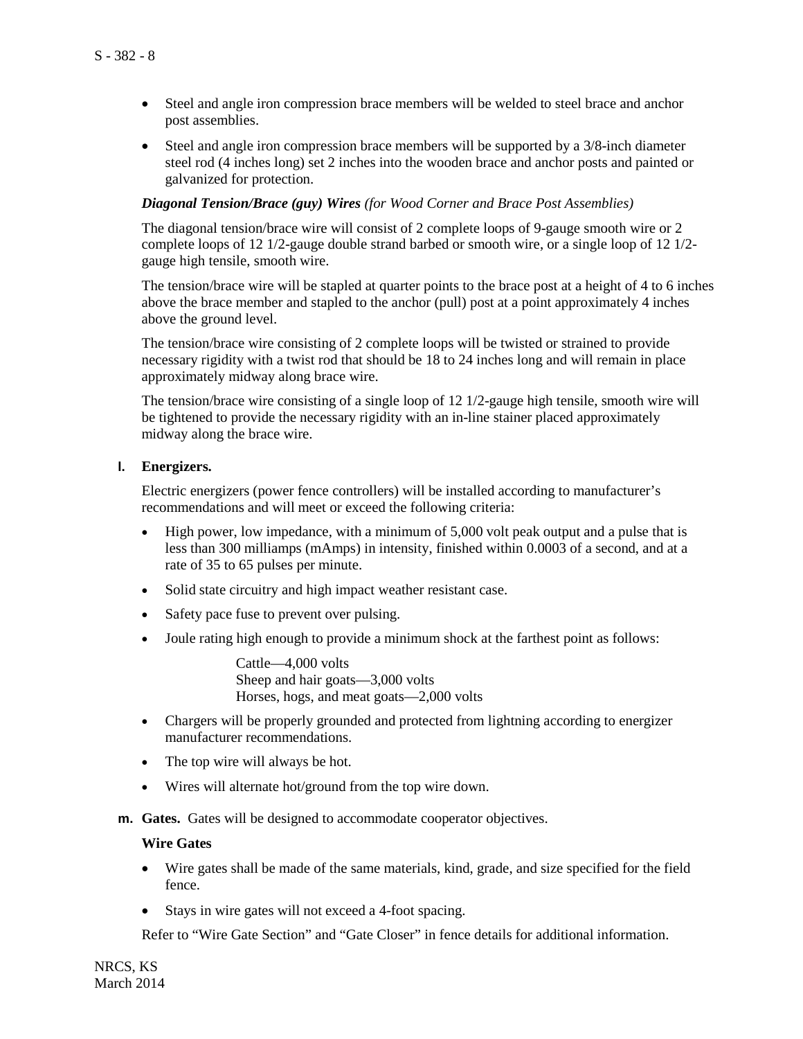- Steel and angle iron compression brace members will be welded to steel brace and anchor post assemblies.
- Steel and angle iron compression brace members will be supported by a 3/8-inch diameter steel rod (4 inches long) set 2 inches into the wooden brace and anchor posts and painted or galvanized for protection.

***Diagonal Tension/Brace (guy) Wires*** *(for Wood Corner and Brace Post Assemblies)*

The diagonal tension/brace wire will consist of 2 complete loops of 9-gauge smooth wire or 2 complete loops of 12 1/2-gauge double strand barbed or smooth wire, or a single loop of 12 1/2-gauge high tensile, smooth wire.

The tension/brace wire will be stapled at quarter points to the brace post at a height of 4 to 6 inches above the brace member and stapled to the anchor (pull) post at a point approximately 4 inches above the ground level.

The tension/brace wire consisting of 2 complete loops will be twisted or strained to provide necessary rigidity with a twist rod that should be 18 to 24 inches long and will remain in place approximately midway along brace wire.

The tension/brace wire consisting of a single loop of 12 1/2-gauge high tensile, smooth wire will be tightened to provide the necessary rigidity with an in-line stainer placed approximately midway along the brace wire.

**l. Energizers.**

Electric energizers (power fence controllers) will be installed according to manufacturer's recommendations and will meet or exceed the following criteria:

- High power, low impedance, with a minimum of 5,000 volt peak output and a pulse that is less than 300 milliamps (mAmps) in intensity, finished within 0.0003 of a second, and at a rate of 35 to 65 pulses per minute.
- Solid state circuitry and high impact weather resistant case.
- Safety pace fuse to prevent over pulsing.
- Joule rating high enough to provide a minimum shock at the farthest point as follows:

  Cattle—4,000 volts
  Sheep and hair goats—3,000 volts
  Horses, hogs, and meat goats—2,000 volts

- Chargers will be properly grounded and protected from lightning according to energizer manufacturer recommendations.
- The top wire will always be hot.
- Wires will alternate hot/ground from the top wire down.

**m. Gates.** Gates will be designed to accommodate cooperator objectives.

**Wire Gates**

- Wire gates shall be made of the same materials, kind, grade, and size specified for the field fence.
- Stays in wire gates will not exceed a 4-foot spacing.

Refer to "Wire Gate Section" and "Gate Closer" in fence details for additional information.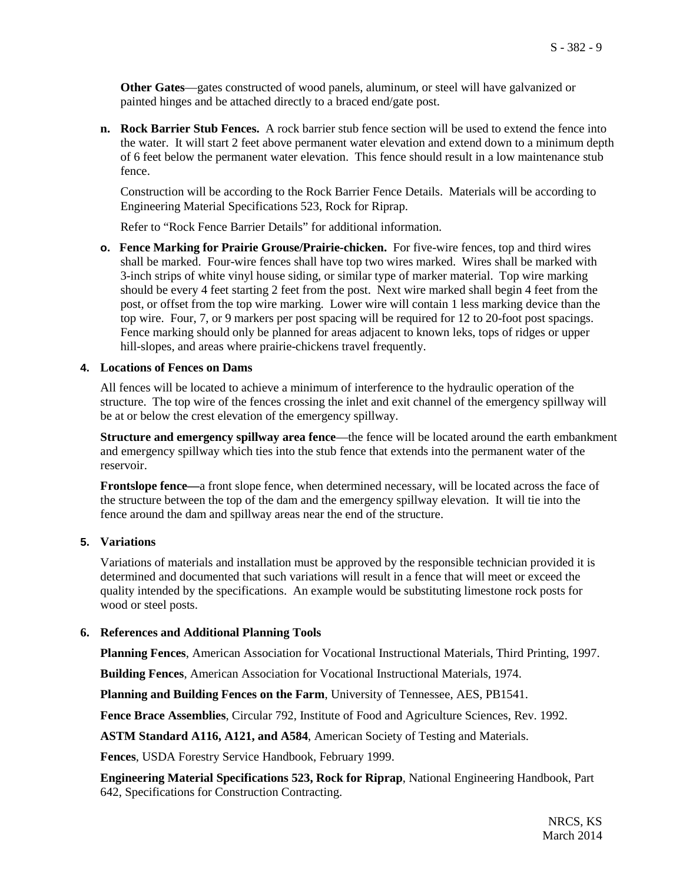**Other Gates**—gates constructed of wood panels, aluminum, or steel will have galvanized or painted hinges and be attached directly to a braced end/gate post.

**n. Rock Barrier Stub Fences.** A rock barrier stub fence section will be used to extend the fence into the water. It will start 2 feet above permanent water elevation and extend down to a minimum depth of 6 feet below the permanent water elevation. This fence should result in a low maintenance stub fence.

Construction will be according to the Rock Barrier Fence Details. Materials will be according to Engineering Material Specifications 523, Rock for Riprap.

Refer to "Rock Fence Barrier Details" for additional information.

**o. Fence Marking for Prairie Grouse/Prairie-chicken.** For five-wire fences, top and third wires shall be marked. Four-wire fences shall have top two wires marked. Wires shall be marked with 3-inch strips of white vinyl house siding, or similar type of marker material. Top wire marking should be every 4 feet starting 2 feet from the post. Next wire marked shall begin 4 feet from the post, or offset from the top wire marking. Lower wire will contain 1 less marking device than the top wire. Four, 7, or 9 markers per post spacing will be required for 12 to 20-foot post spacings. Fence marking should only be planned for areas adjacent to known leks, tops of ridges or upper hill-slopes, and areas where prairie-chickens travel frequently.

### 4. Locations of Fences on Dams

All fences will be located to achieve a minimum of interference to the hydraulic operation of the structure. The top wire of the fences crossing the inlet and exit channel of the emergency spillway will be at or below the crest elevation of the emergency spillway.

**Structure and emergency spillway area fence**—the fence will be located around the earth embankment and emergency spillway which ties into the stub fence that extends into the permanent water of the reservoir.

**Frontslope fence—**a front slope fence, when determined necessary, will be located across the face of the structure between the top of the dam and the emergency spillway elevation. It will tie into the fence around the dam and spillway areas near the end of the structure.

### 5. Variations

Variations of materials and installation must be approved by the responsible technician provided it is determined and documented that such variations will result in a fence that will meet or exceed the quality intended by the specifications. An example would be substituting limestone rock posts for wood or steel posts.

### 6. References and Additional Planning Tools

**Planning Fences**, American Association for Vocational Instructional Materials, Third Printing, 1997.

**Building Fences**, American Association for Vocational Instructional Materials, 1974.

**Planning and Building Fences on the Farm**, University of Tennessee, AES, PB1541.

**Fence Brace Assemblies**, Circular 792, Institute of Food and Agriculture Sciences, Rev. 1992.

**ASTM Standard A116, A121, and A584**, American Society of Testing and Materials.

**Fences**, USDA Forestry Service Handbook, February 1999.

**Engineering Material Specifications 523, Rock for Riprap**, National Engineering Handbook, Part 642, Specifications for Construction Contracting.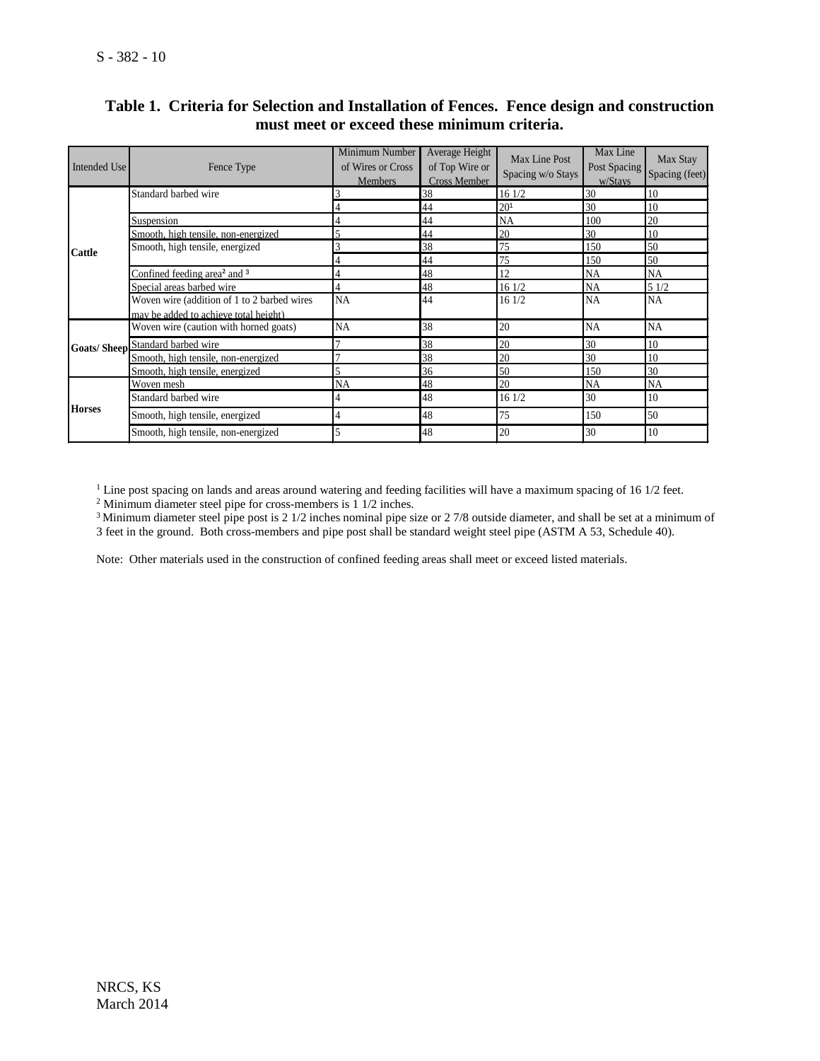**Table 1. Criteria for Selection and Installation of Fences. Fence design and construction must meet or exceed these minimum criteria.**

| Intended Use | Fence Type | Minimum Number of Wires or Cross Members | Average Height of Top Wire or Cross Member | Max Line Post Spacing w/o Stays | Max Line Post Spacing w/Stays | Max Stay Spacing (feet) |
|---|---|---|---|---|---|---|
| Cattle | Standard barbed wire | 3 | 38 | 16 1/2 | 30 | 10 |
| | | 4 | 44 | 20[1] | 30 | 10 |
| | Suspension | 4 | 44 | NA | 100 | 20 |
| | Smooth, high tensile, non-energized | 5 | 44 | 20 | 30 | 10 |
| | Smooth, high tensile, energized | 3 | 38 | 75 | 150 | 50 |
| | | 4 | 44 | 75 | 150 | 50 |
| | Confined feeding area[2] and [3] | 4 | 48 | 12 | NA | NA |
| | Special areas barbed wire | 4 | 48 | 16 1/2 | NA | 5 1/2 |
| | Woven wire (addition of 1 to 2 barbed wires may be added to achieve total height) | NA | 44 | 16 1/2 | NA | NA |
| Goats/ Sheep | Woven wire (caution with horned goats) | NA | 38 | 20 | NA | NA |
| | Standard barbed wire | 7 | 38 | 20 | 30 | 10 |
| | Smooth, high tensile, non-energized | 7 | 38 | 20 | 30 | 10 |
| | Smooth, high tensile, energized | 5 | 36 | 50 | 150 | 30 |
| Horses | Woven mesh | NA | 48 | 20 | NA | NA |
| | Standard barbed wire | 4 | 48 | 16 1/2 | 30 | 10 |
| | Smooth, high tensile, energized | 4 | 48 | 75 | 150 | 50 |
| | Smooth, high tensile, non-energized | 5 | 48 | 20 | 30 | 10 |

[1] Line post spacing on lands and areas around watering and feeding facilities will have a maximum spacing of 16 1/2 feet.
[2] Minimum diameter steel pipe for cross-members is 1 1/2 inches.
[3] Minimum diameter steel pipe post is 2 1/2 inches nominal pipe size or 2 7/8 outside diameter, and shall be set at a minimum of 3 feet in the ground. Both cross-members and pipe post shall be standard weight steel pipe (ASTM A 53, Schedule 40).

Note: Other materials used in the construction of confined feeding areas shall meet or exceed listed materials.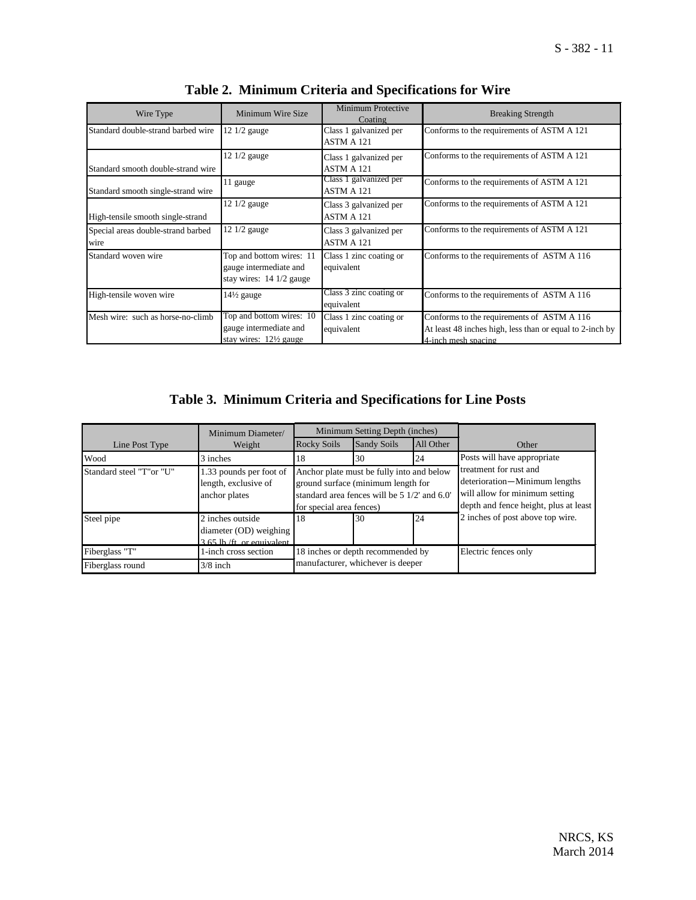## Table 2. Minimum Criteria and Specifications for Wire

| Wire Type | Minimum Wire Size | Minimum Protective Coating | Breaking Strength |
|---|---|---|---|
| Standard double-strand barbed wire | 12 1/2 gauge | Class 1 galvanized per ASTM A 121 | Conforms to the requirements of ASTM A 121 |
| Standard smooth double-strand wire | 12 1/2 gauge | Class 1 galvanized per ASTM A 121 | Conforms to the requirements of ASTM A 121 |
| Standard smooth single-strand wire | 11 gauge | Class 1 galvanized per ASTM A 121 | Conforms to the requirements of ASTM A 121 |
| High-tensile smooth single-strand | 12 1/2 gauge | Class 3 galvanized per ASTM A 121 | Conforms to the requirements of ASTM A 121 |
| Special areas double-strand barbed wire | 12 1/2 gauge | Class 3 galvanized per ASTM A 121 | Conforms to the requirements of ASTM A 121 |
| Standard woven wire | Top and bottom wires: 11 gauge intermediate and stay wires: 14 1/2 gauge | Class 1 zinc coating or equivalent | Conforms to the requirements of ASTM A 116 |
| High-tensile woven wire | 14½ gauge | Class 3 zinc coating or equivalent | Conforms to the requirements of ASTM A 116 |
| Mesh wire: such as horse-no-climb | Top and bottom wires: 10 gauge intermediate and stay wires: 12½ gauge | Class 1 zinc coating or equivalent | Conforms to the requirements of ASTM A 116 At least 48 inches high, less than or equal to 2-inch by 4-inch mesh spacing |

## Table 3. Minimum Criteria and Specifications for Line Posts

| Line Post Type | Minimum Diameter/ Weight | Minimum Setting Depth (inches) | | | Other |
|---|---|---|---|---|---|
| | | Rocky Soils | Sandy Soils | All Other | |
| Wood | 3 inches | 18 | 30 | 24 | Posts will have appropriate treatment for rust and deterioration—Minimum lengths will allow for minimum setting depth and fence height, plus at least 2 inches of post above top wire. |
| Standard steel "T"or "U" | 1.33 pounds per foot of length, exclusive of anchor plates | Anchor plate must be fully into and below ground surface (minimum length for standard area fences will be 5 1/2' and 6.0' for special area fences) | | | |
| Steel pipe | 2 inches outside diameter (OD) weighing 3.65 lb./ft. or equivalent | 18 | 30 | 24 | |
| Fiberglass "T" | 1-inch cross section | 18 inches or depth recommended by manufacturer, whichever is deeper | | | Electric fences only |
| Fiberglass round | 3/8 inch | | | | |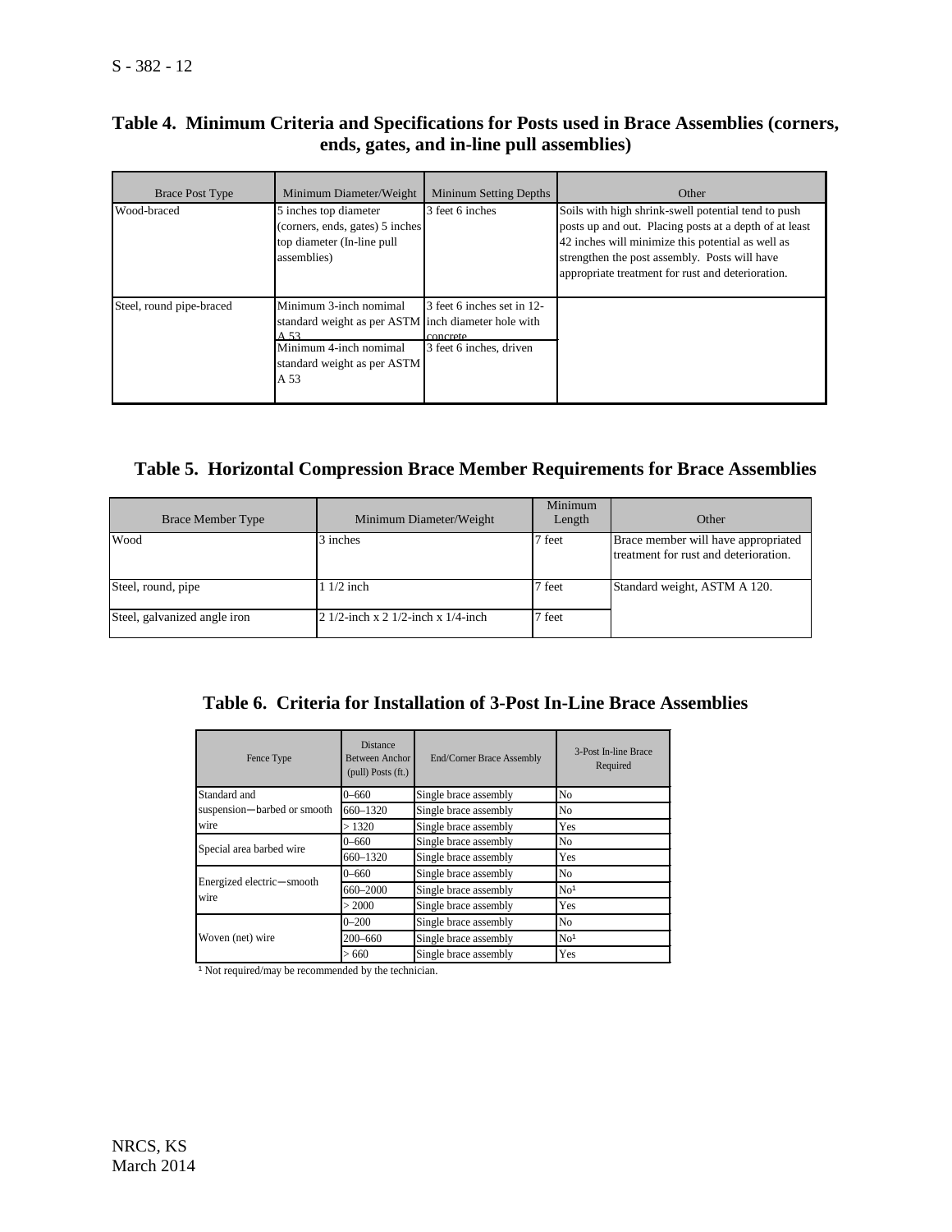**Table 4. Minimum Criteria and Specifications for Posts used in Brace Assemblies (corners, ends, gates, and in-line pull assemblies)**

| Brace Post Type | Minimum Diameter/Weight | Mininum Setting Depths | Other |
|---|---|---|---|
| Wood-braced | 5 inches top diameter (corners, ends, gates) 5 inches top diameter (In-line pull assemblies) | 3 feet 6 inches | Soils with high shrink-swell potential tend to push posts up and out. Placing posts at a depth of at least 42 inches will minimize this potential as well as strengthen the post assembly. Posts will have appropriate treatment for rust and deterioration. |
| Steel, round pipe-braced | Minimum 3-inch nomimal standard weight as per ASTM A 53 | 3 feet 6 inches set in 12-inch diameter hole with concrete | |
| | Minimum 4-inch nomimal standard weight as per ASTM A 53 | 3 feet 6 inches, driven | |

**Table 5. Horizontal Compression Brace Member Requirements for Brace Assemblies**

| Brace Member Type | Minimum Diameter/Weight | Minimum Length | Other |
|---|---|---|---|
| Wood | 3 inches | 7 feet | Brace member will have appropriated treatment for rust and deterioration. |
| Steel, round, pipe | 1 1/2 inch | 7 feet | Standard weight, ASTM A 120. |
| Steel, galvanized angle iron | 2 1/2-inch x 2 1/2-inch x 1/4-inch | 7 feet | |

**Table 6. Criteria for Installation of 3-Post In-Line Brace Assemblies**

| Fence Type | Distance Between Anchor (pull) Posts (ft.) | End/Corner Brace Assembly | 3-Post In-line Brace Required |
|---|---|---|---|
| Standard and suspension—barbed or smooth wire | 0–660 | Single brace assembly | No |
| | 660–1320 | Single brace assembly | No |
| | > 1320 | Single brace assembly | Yes |
| Special area barbed wire | 0–660 | Single brace assembly | No |
| | 660–1320 | Single brace assembly | Yes |
| Energized electric—smooth wire | 0–660 | Single brace assembly | No |
| | 660–2000 | Single brace assembly | No[1] |
| | > 2000 | Single brace assembly | Yes |
| Woven (net) wire | 0–200 | Single brace assembly | No |
| | 200–660 | Single brace assembly | No[1] |
| | > 660 | Single brace assembly | Yes |

[1] Not required/may be recommended by the technician.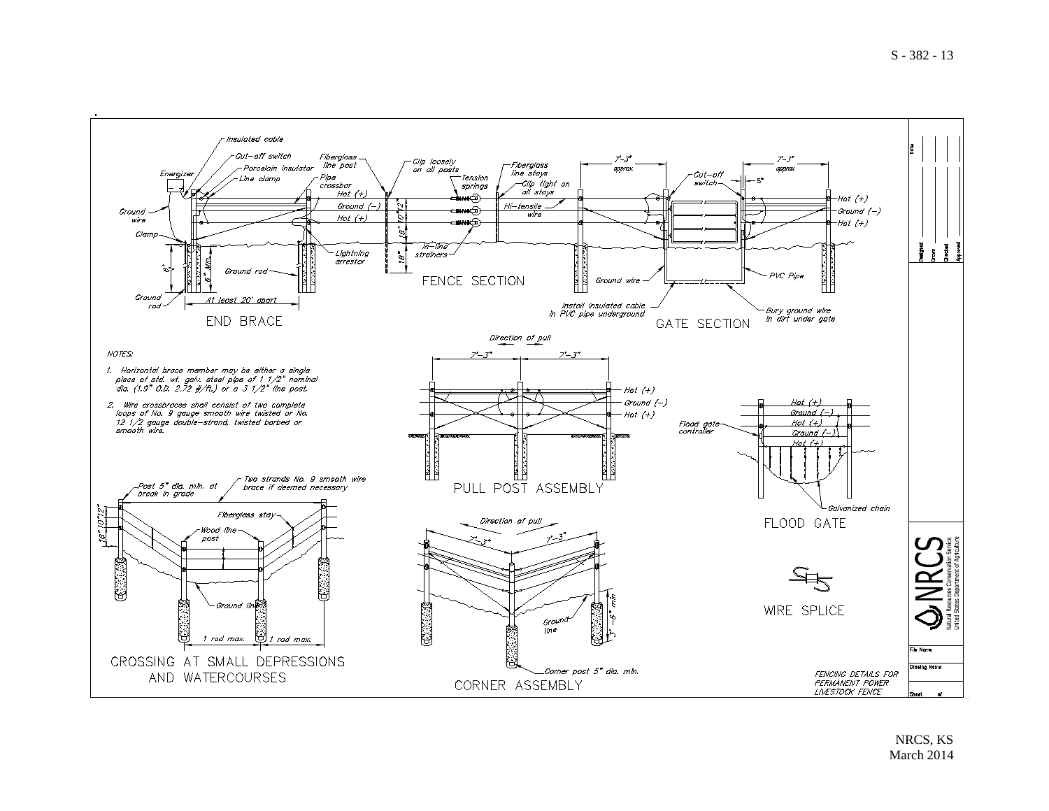## END BRACE

Insulated cable

Cut-off switch

Porcelain insulator

Line clamp

Energizer

Ground wire

Clamp

Ground rod

Ground rod

6' Min.

6'

At least 20' apart

Pipe crossbar

Lightning arrestor

## FENCE SECTION

Fiberglass line post

Clip loosely on all posts

Tension springs

Fiberglass line stays

Clip tight on all stays

Hot (+)

Ground (−)

Hot (+)

Hi-tensile wire

In-line strainers

16" 10" 12"

18"

## GATE SECTION

7'-3" approx.

7'-3" approx.

Cut-off switch

5"

Hot (+)

Ground (−)

Hot (+)

Ground wire

PVC Pipe

Install insulated cable in PVC pipe underground

Bury ground wire in dirt under gate

NOTES:

1. Horizontal brace member may be either a single piece of std. wt. galv. steel pipe of 1 1/2" nominal dia. (1.9" O.D. 2.72 #/ft.) or a 3 1/2" line post.

2. Wire crossbraces shall consist of two complete loops of No. 9 gauge smooth wire twisted or No. 12 1/2 gauge double-strand, twisted barbed or smooth wire.

## PULL POST ASSEMBLY

Direction of pull

7'-3"

7'-3"

Hot (+)

Ground (−)

Hot (+)

## FLOOD GATE

Hot (+)

Ground (−)

Hot (+)

Ground (−)

Hot (+)

Flood gate controller

Galvanized chain

## CROSSING AT SMALL DEPRESSIONS AND WATERCOURSES

Post 5" dia. min. at break in grade

Two strands No. 9 smooth wire brace if deemed necessary

Fiberglass stay

Wood line post

Ground line

1 rod max.

1 rod max.

16" 10" 12"

## CORNER ASSEMBLY

Direction of pull

7'-3"

7'-3"

Ground line

3'-6" min

Corner post 5" dia. min.

## WIRE SPLICE

FENCING DETAILS FOR PERMANENT POWER LIVESTOCK FENCE

NRCS — Natural Resources Conservation Service, United States Department of Agriculture

Date | Designed | Drawn | Checked | Approved

File Name | Drawing Name | Sheet of

NRCS, KS
March 2014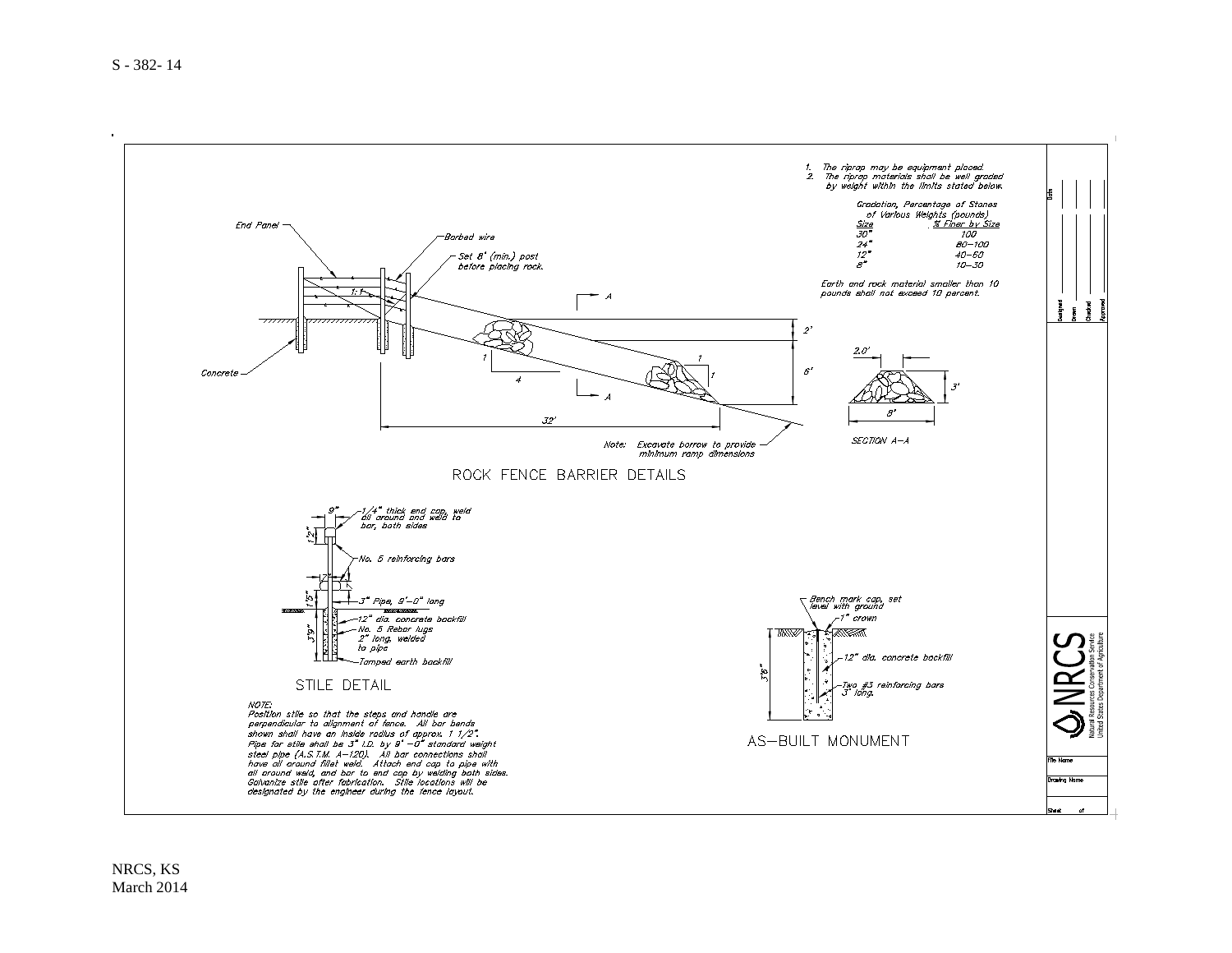1. The riprap may be equipment placed.
2. The riprap materials shall be well graded by weight within the limits stated below.

Gradation, Percentage of Stones of Various Weights (pounds)

| Size | % Finer by Size |
|---|---|
| 30" | 100 |
| 24" | 80–100 |
| 12" | 40–60 |
| 8" | 10–30 |

Earth and rock material smaller than 10 pounds shall not exceed 10 percent.

End Panel

Barbed wire

Set 8' (min.) post before placing rock.

1:1

Concrete

A

2'

6'

1

4

1

1

A

32'

Note: Excavate borrow to provide minimum ramp dimensions

2.0'

3'

8'

SECTION A–A

## ROCK FENCE BARRIER DETAILS

9"

12"

1/4" thick end cap, weld all around and weld to bar, both sides

No. 5 reinforcing bars

7"

1'5"

3" Pipe, 9'–0" long

3'9"

12" dia. concrete backfill

No. 5 Rebar lugs 2" long, welded to pipe

Tamped earth backfill

## STILE DETAIL

NOTE:
Position stile so that the steps and handle are perpendicular to alignment of fence. All bar bends shown shall have an inside radius of approx. 1 1/2". Pipe for stile shall be 3" I.D. by 9' –0" standard weight steel pipe (A.S.T.M. A–120). All bar connections shall have all around fillet weld. Attach end cap to pipe with all around weld, and bar to end cap by welding both sides. Galvanize stile after fabrication. Stile locations will be designated by the engineer during the fence layout.

Bench mark cap, set level with ground

1" crown

3'6"

12" dia. concrete backfill

Two #3 reinforcing bars 3' long.

## AS–BUILT MONUMENT

Date

Designed

Drawn

Checked

Approved

NRCS
Natural Resources Conservation Service
United States Department of Agriculture

File Name

Drawing Name

Sheet of

NRCS, KS
March 2014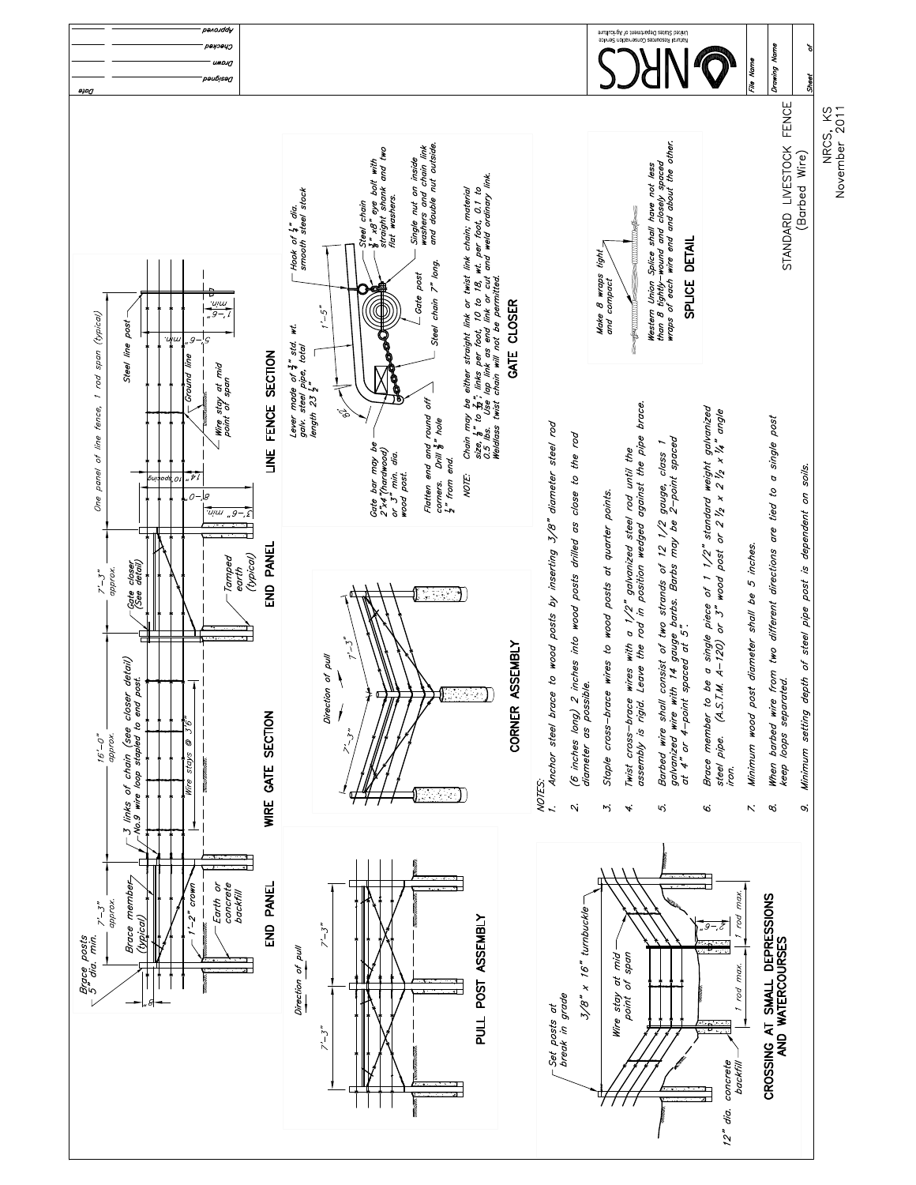## LINE FENCE SECTION

One panel of line fence, 1 rod span (typical)

Steel line post

Ground line

Wire stay at mid point of span

3'-6" min.

8'-0"

14" 10 spacing

5'-6" min.

1'-6" min.

## END PANEL

Brace posts 5" dia. min.

8"

7'-3" approx.

Brace member (typical)

1'-2" crown

Earth or concrete backfill

## WIRE GATE SECTION

16'-0" approx.

3 links of chain (see closer detail)

No.9 wire loop stapled to end post.

Wire stays @ 3'6"

## END PANEL

7'-3" approx.

Gate closer (See detail)

Tamped earth (typical)

## GATE CLOSER

Lever made of ¾" std. wt. galv. steel pipe, total length 23 ½"

1'-5"

8"

Hook of ¼" dia. smooth steel stock

Steel chain ⅜" x8" eye bolt with straight shank and two flat washers.

Single nut on inside washers and chain link and double nut outside.

Gate post

Steel chain 7" long.

Gate bar may be 2"x4"(hardwood) or 3" min. dia. wood post.

Flatten end and round off corners. Drill ⅜" hole ½" from end.

NOTE: Chain may be either straight link or twist link chain; material size, ⅛" to 3/16", links per foot, 10 to 18, wt. per foot, 0.1 to 0.5 lbs. Use lap link as end link or cut and weld ordinary link. Weldless twist chain will not be permitted.

## PULL POST ASSEMBLY

Direction of pull

7'-3"

7'-3"

## CORNER ASSEMBLY

Direction of pull

7'-3"

7'-3"

## SPLICE DETAIL

Make 8 wraps tight and compact

Western Union Splice shall have not less than 8 tightly-wound and closely spaced wraps of each wire end and about the other.

## CROSSING AT SMALL DEPRESSIONS AND WATERCOURSES

Set posts at break in grade

3/8" x 16" turnbuckle

Wire stay at mid point of span

12" dia. concrete backfill

1 rod max.

1 rod max.

2'-6"

## NOTES:

1. Anchor steel brace to wood posts by inserting 3/8" diameter steel rod
2. (6 inches long) 2 inches into wood posts drilled as close to the rod diameter as possible.
3. Staple cross-brace wires to wood posts at quarter points.
4. Twist cross-brace wires with a 1/2" galvanized steel rod until the assembly is rigid. Leave the rod in position wedged against the pipe brace.
5. Barbed wire shall consist of two strands of 12 1/2 gauge, class 1 galvanized wire with 14 gauge barbs. Barbs may be 2-point spaced at 4" or 4-point spaced at 5".
6. Brace member to be a single piece of 1 1/2" standard weight galvanized steel pipe. (A.S.T.M. A-120) or 3" wood post or 2 ½ x 2 ½ x ¼" angle iron.
7. Minimum wood post diameter shall be 5 inches.
8. When barbed wire from two different directions are tied to a single post keep loops separated.
9. Minimum setting depth of steel pipe post is dependent on soils.

STANDARD LIVESTOCK FENCE (Barbed Wire)

NRCS, KS November 2011

NRCS Natural Resources Conservation Service United States Department of Agriculture

File Name

Drawing Name

Sheet of

Date

Designed

Drawn

Checked

Approved